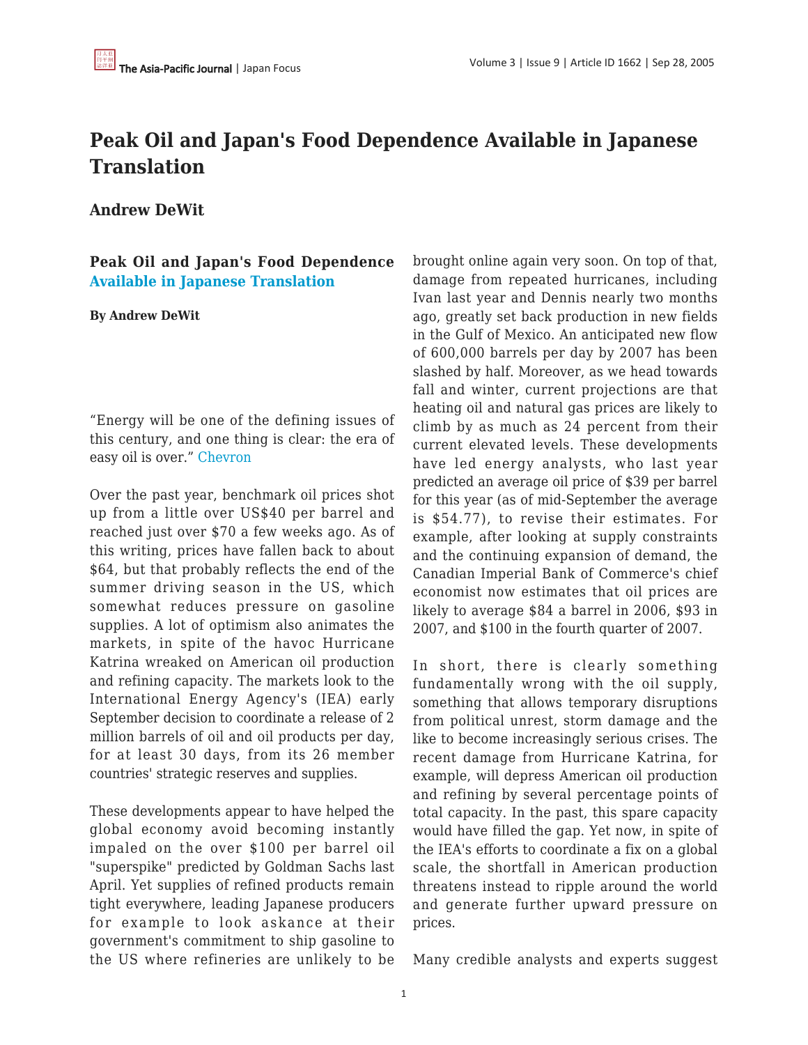# Peak Oil and Japan's Food Dependence Available in Japanese Translation

**Andrew DeWit**

### Peak Oil and Japan's Food Dependence Available in Japanese Translation

**By Andrew DeWit**

"Energy will be one of the defining issues of this century, and one thing is clear: the era of easy oil is over." Chevron

Over the past year, benchmark oil prices shot up from a little over US$40 per barrel and reached just over $70 a few weeks ago. As of this writing, prices have fallen back to about $64, but that probably reflects the end of the summer driving season in the US, which somewhat reduces pressure on gasoline supplies. A lot of optimism also animates the markets, in spite of the havoc Hurricane Katrina wreaked on American oil production and refining capacity. The markets look to the International Energy Agency's (IEA) early September decision to coordinate a release of 2 million barrels of oil and oil products per day, for at least 30 days, from its 26 member countries' strategic reserves and supplies.

These developments appear to have helped the global economy avoid becoming instantly impaled on the over $100 per barrel oil "superspike" predicted by Goldman Sachs last April. Yet supplies of refined products remain tight everywhere, leading Japanese producers for example to look askance at their government's commitment to ship gasoline to the US where refineries are unlikely to be brought online again very soon. On top of that, damage from repeated hurricanes, including Ivan last year and Dennis nearly two months ago, greatly set back production in new fields in the Gulf of Mexico. An anticipated new flow of 600,000 barrels per day by 2007 has been slashed by half. Moreover, as we head towards fall and winter, current projections are that heating oil and natural gas prices are likely to climb by as much as 24 percent from their current elevated levels. These developments have led energy analysts, who last year predicted an average oil price of $39 per barrel for this year (as of mid-September the average is $54.77), to revise their estimates. For example, after looking at supply constraints and the continuing expansion of demand, the Canadian Imperial Bank of Commerce's chief economist now estimates that oil prices are likely to average $84 a barrel in 2006, $93 in 2007, and $100 in the fourth quarter of 2007.

In short, there is clearly something fundamentally wrong with the oil supply, something that allows temporary disruptions from political unrest, storm damage and the like to become increasingly serious crises. The recent damage from Hurricane Katrina, for example, will depress American oil production and refining by several percentage points of total capacity. In the past, this spare capacity would have filled the gap. Yet now, in spite of the IEA's efforts to coordinate a fix on a global scale, the shortfall in American production threatens instead to ripple around the world and generate further upward pressure on prices.

Many credible analysts and experts suggest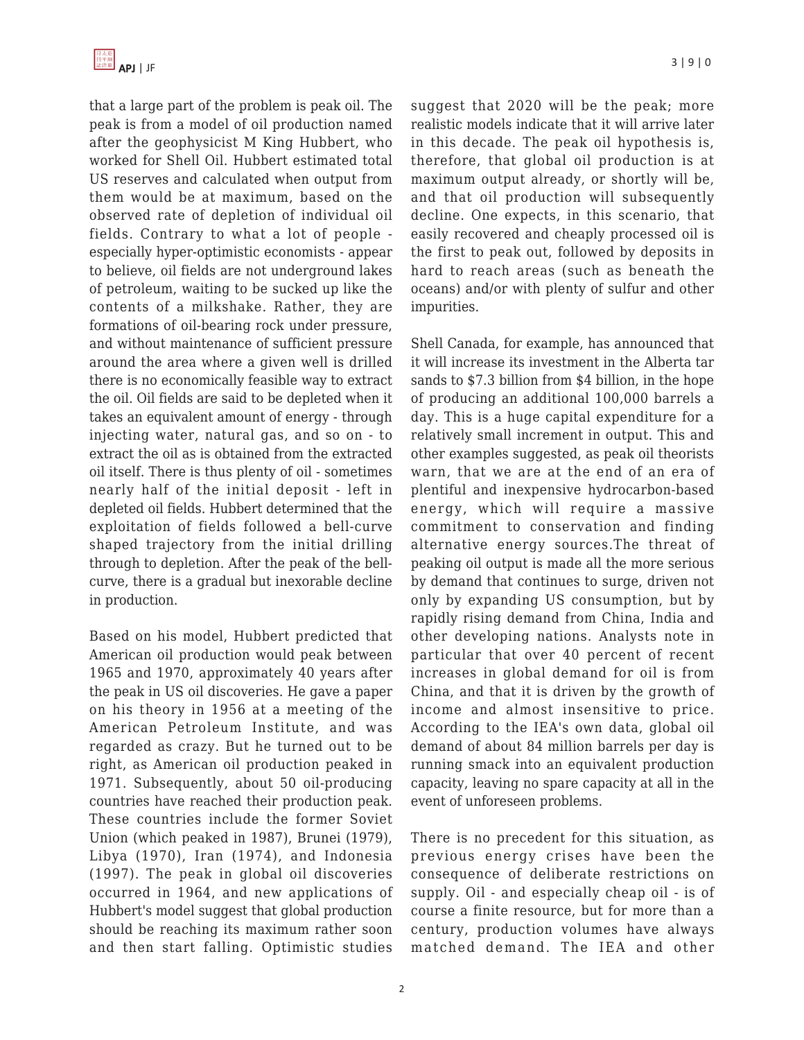that a large part of the problem is peak oil. The peak is from a model of oil production named after the geophysicist M King Hubbert, who worked for Shell Oil. Hubbert estimated total US reserves and calculated when output from them would be at maximum, based on the observed rate of depletion of individual oil fields. Contrary to what a lot of people - especially hyper-optimistic economists - appear to believe, oil fields are not underground lakes of petroleum, waiting to be sucked up like the contents of a milkshake. Rather, they are formations of oil-bearing rock under pressure, and without maintenance of sufficient pressure around the area where a given well is drilled there is no economically feasible way to extract the oil. Oil fields are said to be depleted when it takes an equivalent amount of energy - through injecting water, natural gas, and so on - to extract the oil as is obtained from the extracted oil itself. There is thus plenty of oil - sometimes nearly half of the initial deposit - left in depleted oil fields. Hubbert determined that the exploitation of fields followed a bell-curve shaped trajectory from the initial drilling through to depletion. After the peak of the bell-curve, there is a gradual but inexorable decline in production.

Based on his model, Hubbert predicted that American oil production would peak between 1965 and 1970, approximately 40 years after the peak in US oil discoveries. He gave a paper on his theory in 1956 at a meeting of the American Petroleum Institute, and was regarded as crazy. But he turned out to be right, as American oil production peaked in 1971. Subsequently, about 50 oil-producing countries have reached their production peak. These countries include the former Soviet Union (which peaked in 1987), Brunei (1979), Libya (1970), Iran (1974), and Indonesia (1997). The peak in global oil discoveries occurred in 1964, and new applications of Hubbert's model suggest that global production should be reaching its maximum rather soon and then start falling. Optimistic studies suggest that 2020 will be the peak; more realistic models indicate that it will arrive later in this decade. The peak oil hypothesis is, therefore, that global oil production is at maximum output already, or shortly will be, and that oil production will subsequently decline. One expects, in this scenario, that easily recovered and cheaply processed oil is the first to peak out, followed by deposits in hard to reach areas (such as beneath the oceans) and/or with plenty of sulfur and other impurities.

Shell Canada, for example, has announced that it will increase its investment in the Alberta tar sands to $7.3 billion from $4 billion, in the hope of producing an additional 100,000 barrels a day. This is a huge capital expenditure for a relatively small increment in output. This and other examples suggested, as peak oil theorists warn, that we are at the end of an era of plentiful and inexpensive hydrocarbon-based energy, which will require a massive commitment to conservation and finding alternative energy sources.The threat of peaking oil output is made all the more serious by demand that continues to surge, driven not only by expanding US consumption, but by rapidly rising demand from China, India and other developing nations. Analysts note in particular that over 40 percent of recent increases in global demand for oil is from China, and that it is driven by the growth of income and almost insensitive to price. According to the IEA's own data, global oil demand of about 84 million barrels per day is running smack into an equivalent production capacity, leaving no spare capacity at all in the event of unforeseen problems.

There is no precedent for this situation, as previous energy crises have been the consequence of deliberate restrictions on supply. Oil - and especially cheap oil - is of course a finite resource, but for more than a century, production volumes have always matched demand. The IEA and other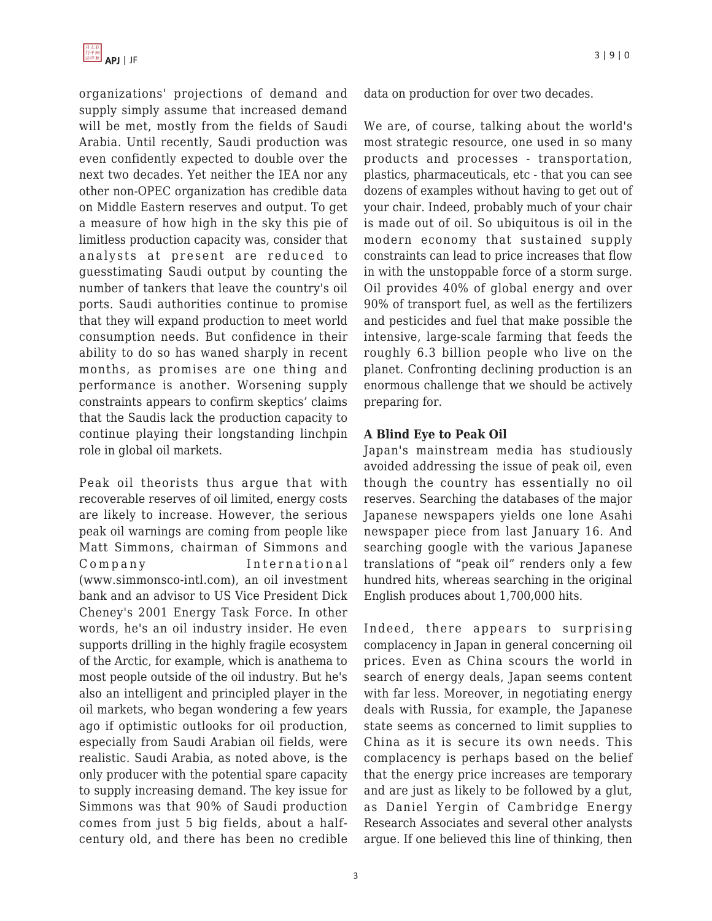organizations' projections of demand and supply simply assume that increased demand will be met, mostly from the fields of Saudi Arabia. Until recently, Saudi production was even confidently expected to double over the next two decades. Yet neither the IEA nor any other non-OPEC organization has credible data on Middle Eastern reserves and output. To get a measure of how high in the sky this pie of limitless production capacity was, consider that analysts at present are reduced to guesstimating Saudi output by counting the number of tankers that leave the country's oil ports. Saudi authorities continue to promise that they will expand production to meet world consumption needs. But confidence in their ability to do so has waned sharply in recent months, as promises are one thing and performance is another. Worsening supply constraints appears to confirm skeptics' claims that the Saudis lack the production capacity to continue playing their longstanding linchpin role in global oil markets.

Peak oil theorists thus argue that with recoverable reserves of oil limited, energy costs are likely to increase. However, the serious peak oil warnings are coming from people like Matt Simmons, chairman of Simmons and Company International (www.simmonsco-intl.com), an oil investment bank and an advisor to US Vice President Dick Cheney's 2001 Energy Task Force. In other words, he's an oil industry insider. He even supports drilling in the highly fragile ecosystem of the Arctic, for example, which is anathema to most people outside of the oil industry. But he's also an intelligent and principled player in the oil markets, who began wondering a few years ago if optimistic outlooks for oil production, especially from Saudi Arabian oil fields, were realistic. Saudi Arabia, as noted above, is the only producer with the potential spare capacity to supply increasing demand. The key issue for Simmons was that 90% of Saudi production comes from just 5 big fields, about a half-century old, and there has been no credible data on production for over two decades.

We are, of course, talking about the world's most strategic resource, one used in so many products and processes - transportation, plastics, pharmaceuticals, etc - that you can see dozens of examples without having to get out of your chair. Indeed, probably much of your chair is made out of oil. So ubiquitous is oil in the modern economy that sustained supply constraints can lead to price increases that flow in with the unstoppable force of a storm surge. Oil provides 40% of global energy and over 90% of transport fuel, as well as the fertilizers and pesticides and fuel that make possible the intensive, large-scale farming that feeds the roughly 6.3 billion people who live on the planet. Confronting declining production is an enormous challenge that we should be actively preparing for.

**A Blind Eye to Peak Oil**

Japan's mainstream media has studiously avoided addressing the issue of peak oil, even though the country has essentially no oil reserves. Searching the databases of the major Japanese newspapers yields one lone Asahi newspaper piece from last January 16. And searching google with the various Japanese translations of "peak oil" renders only a few hundred hits, whereas searching in the original English produces about 1,700,000 hits.

Indeed, there appears to surprising complacency in Japan in general concerning oil prices. Even as China scours the world in search of energy deals, Japan seems content with far less. Moreover, in negotiating energy deals with Russia, for example, the Japanese state seems as concerned to limit supplies to China as it is secure its own needs. This complacency is perhaps based on the belief that the energy price increases are temporary and are just as likely to be followed by a glut, as Daniel Yergin of Cambridge Energy Research Associates and several other analysts argue. If one believed this line of thinking, then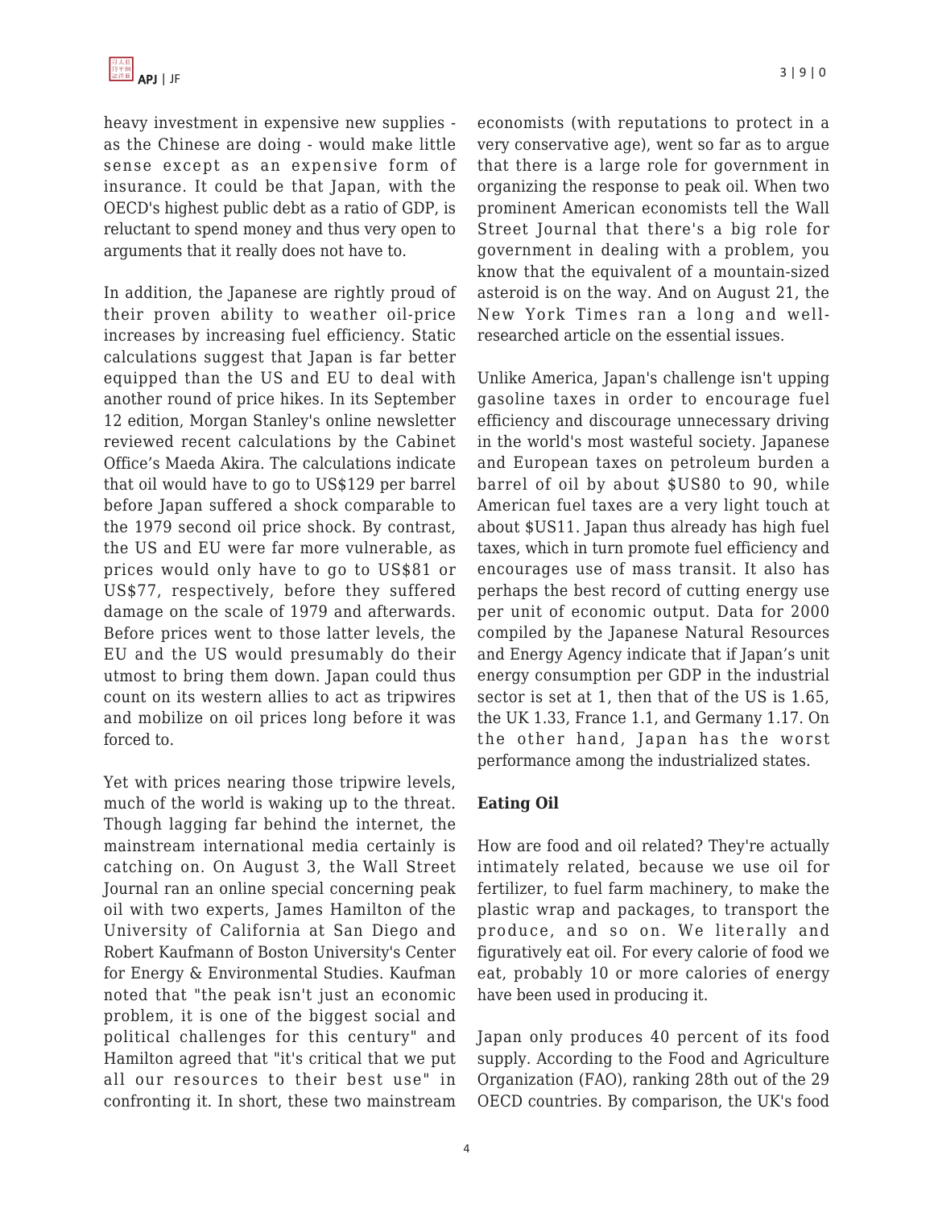heavy investment in expensive new supplies - as the Chinese are doing - would make little sense except as an expensive form of insurance. It could be that Japan, with the OECD's highest public debt as a ratio of GDP, is reluctant to spend money and thus very open to arguments that it really does not have to.

In addition, the Japanese are rightly proud of their proven ability to weather oil-price increases by increasing fuel efficiency. Static calculations suggest that Japan is far better equipped than the US and EU to deal with another round of price hikes. In its September 12 edition, Morgan Stanley's online newsletter reviewed recent calculations by the Cabinet Office's Maeda Akira. The calculations indicate that oil would have to go to US$129 per barrel before Japan suffered a shock comparable to the 1979 second oil price shock. By contrast, the US and EU were far more vulnerable, as prices would only have to go to US$81 or US$77, respectively, before they suffered damage on the scale of 1979 and afterwards. Before prices went to those latter levels, the EU and the US would presumably do their utmost to bring them down. Japan could thus count on its western allies to act as tripwires and mobilize on oil prices long before it was forced to.

Yet with prices nearing those tripwire levels, much of the world is waking up to the threat. Though lagging far behind the internet, the mainstream international media certainly is catching on. On August 3, the Wall Street Journal ran an online special concerning peak oil with two experts, James Hamilton of the University of California at San Diego and Robert Kaufmann of Boston University's Center for Energy & Environmental Studies. Kaufman noted that "the peak isn't just an economic problem, it is one of the biggest social and political challenges for this century" and Hamilton agreed that "it's critical that we put all our resources to their best use" in confronting it. In short, these two mainstream economists (with reputations to protect in a very conservative age), went so far as to argue that there is a large role for government in organizing the response to peak oil. When two prominent American economists tell the Wall Street Journal that there's a big role for government in dealing with a problem, you know that the equivalent of a mountain-sized asteroid is on the way. And on August 21, the New York Times ran a long and well-researched article on the essential issues.

Unlike America, Japan's challenge isn't upping gasoline taxes in order to encourage fuel efficiency and discourage unnecessary driving in the world's most wasteful society. Japanese and European taxes on petroleum burden a barrel of oil by about $US80 to 90, while American fuel taxes are a very light touch at about $US11. Japan thus already has high fuel taxes, which in turn promote fuel efficiency and encourages use of mass transit. It also has perhaps the best record of cutting energy use per unit of economic output. Data for 2000 compiled by the Japanese Natural Resources and Energy Agency indicate that if Japan's unit energy consumption per GDP in the industrial sector is set at 1, then that of the US is 1.65, the UK 1.33, France 1.1, and Germany 1.17. On the other hand, Japan has the worst performance among the industrialized states.

### Eating Oil

How are food and oil related? They're actually intimately related, because we use oil for fertilizer, to fuel farm machinery, to make the plastic wrap and packages, to transport the produce, and so on. We literally and figuratively eat oil. For every calorie of food we eat, probably 10 or more calories of energy have been used in producing it.

Japan only produces 40 percent of its food supply. According to the Food and Agriculture Organization (FAO), ranking 28th out of the 29 OECD countries. By comparison, the UK's food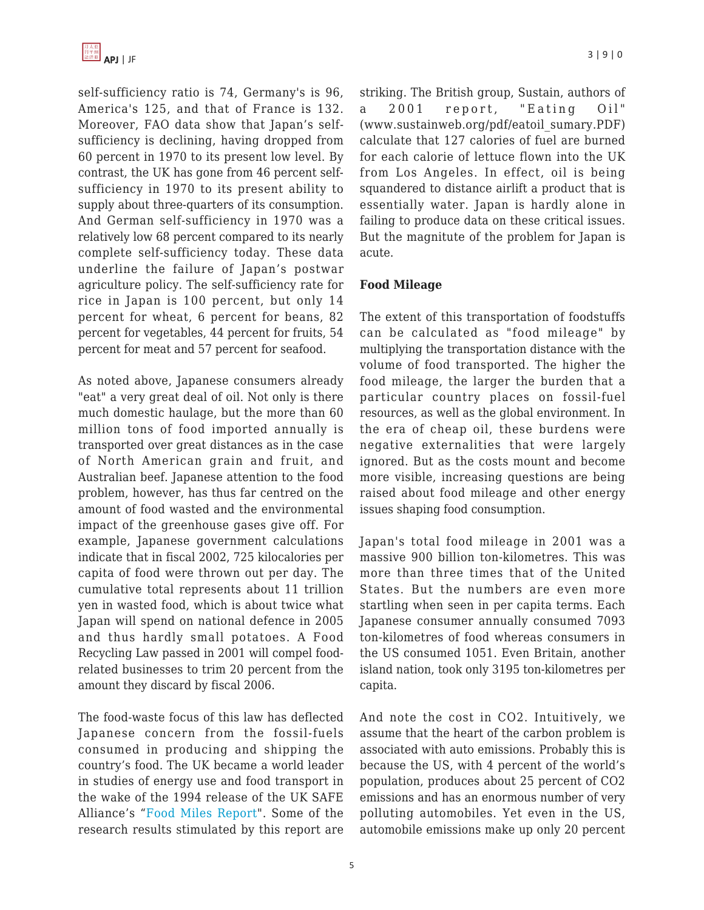self-sufficiency ratio is 74, Germany's is 96, America's 125, and that of France is 132. Moreover, FAO data show that Japan's self-sufficiency is declining, having dropped from 60 percent in 1970 to its present low level. By contrast, the UK has gone from 46 percent self-sufficiency in 1970 to its present ability to supply about three-quarters of its consumption. And German self-sufficiency in 1970 was a relatively low 68 percent compared to its nearly complete self-sufficiency today. These data underline the failure of Japan's postwar agriculture policy. The self-sufficiency rate for rice in Japan is 100 percent, but only 14 percent for wheat, 6 percent for beans, 82 percent for vegetables, 44 percent for fruits, 54 percent for meat and 57 percent for seafood.

As noted above, Japanese consumers already "eat" a very great deal of oil. Not only is there much domestic haulage, but the more than 60 million tons of food imported annually is transported over great distances as in the case of North American grain and fruit, and Australian beef. Japanese attention to the food problem, however, has thus far centred on the amount of food wasted and the environmental impact of the greenhouse gases give off. For example, Japanese government calculations indicate that in fiscal 2002, 725 kilocalories per capita of food were thrown out per day. The cumulative total represents about 11 trillion yen in wasted food, which is about twice what Japan will spend on national defence in 2005 and thus hardly small potatoes. A Food Recycling Law passed in 2001 will compel food-related businesses to trim 20 percent from the amount they discard by fiscal 2006.

The food-waste focus of this law has deflected Japanese concern from the fossil-fuels consumed in producing and shipping the country's food. The UK became a world leader in studies of energy use and food transport in the wake of the 1994 release of the UK SAFE Alliance's "Food Miles Report". Some of the research results stimulated by this report are striking. The British group, Sustain, authors of a 2001 report, "Eating Oil" (www.sustainweb.org/pdf/eatoil_sumary.PDF) calculate that 127 calories of fuel are burned for each calorie of lettuce flown into the UK from Los Angeles. In effect, oil is being squandered to distance airlift a product that is essentially water. Japan is hardly alone in failing to produce data on these critical issues. But the magnitude of the problem for Japan is acute.

**Food Mileage**

The extent of this transportation of foodstuffs can be calculated as "food mileage" by multiplying the transportation distance with the volume of food transported. The higher the food mileage, the larger the burden that a particular country places on fossil-fuel resources, as well as the global environment. In the era of cheap oil, these burdens were negative externalities that were largely ignored. But as the costs mount and become more visible, increasing questions are being raised about food mileage and other energy issues shaping food consumption.

Japan's total food mileage in 2001 was a massive 900 billion ton-kilometres. This was more than three times that of the United States. But the numbers are even more startling when seen in per capita terms. Each Japanese consumer annually consumed 7093 ton-kilometres of food whereas consumers in the US consumed 1051. Even Britain, another island nation, took only 3195 ton-kilometres per capita.

And note the cost in $CO_2$. Intuitively, we assume that the heart of the carbon problem is associated with auto emissions. Probably this is because the US, with 4 percent of the world's population, produces about 25 percent of $CO_2$ emissions and has an enormous number of very polluting automobiles. Yet even in the US, automobile emissions make up only 20 percent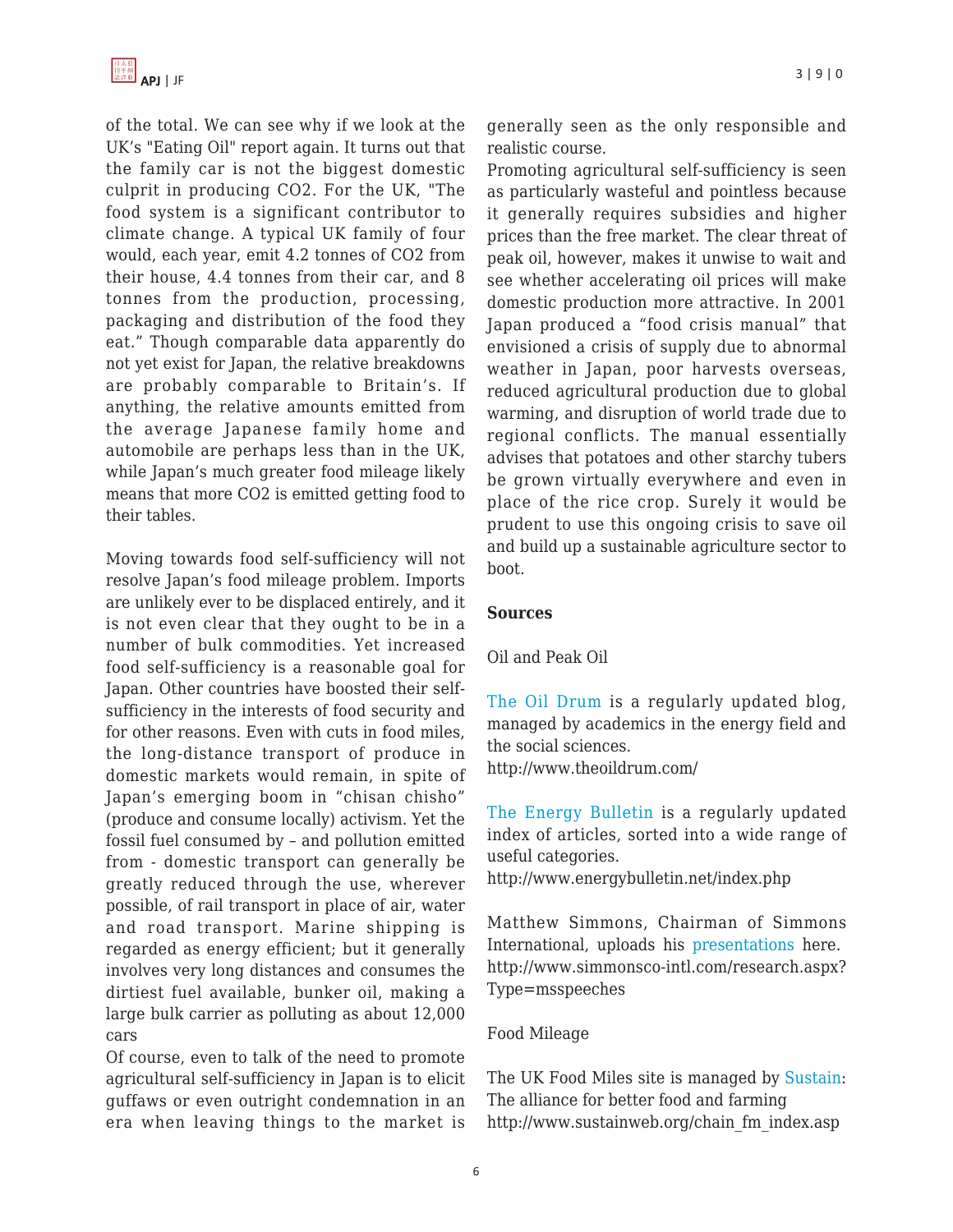of the total. We can see why if we look at the UK's "Eating Oil" report again. It turns out that the family car is not the biggest domestic culprit in producing $CO_2$. For the UK, "The food system is a significant contributor to climate change. A typical UK family of four would, each year, emit 4.2 tonnes of $CO_2$ from their house, 4.4 tonnes from their car, and 8 tonnes from the production, processing, packaging and distribution of the food they eat." Though comparable data apparently do not yet exist for Japan, the relative breakdowns are probably comparable to Britain's. If anything, the relative amounts emitted from the average Japanese family home and automobile are perhaps less than in the UK, while Japan's much greater food mileage likely means that more $CO_2$ is emitted getting food to their tables.

Moving towards food self-sufficiency will not resolve Japan's food mileage problem. Imports are unlikely ever to be displaced entirely, and it is not even clear that they ought to be in a number of bulk commodities. Yet increased food self-sufficiency is a reasonable goal for Japan. Other countries have boosted their self-sufficiency in the interests of food security and for other reasons. Even with cuts in food miles, the long-distance transport of produce in domestic markets would remain, in spite of Japan's emerging boom in "chisan chisho" (produce and consume locally) activism. Yet the fossil fuel consumed by – and pollution emitted from - domestic transport can generally be greatly reduced through the use, wherever possible, of rail transport in place of air, water and road transport. Marine shipping is regarded as energy efficient; but it generally involves very long distances and consumes the dirtiest fuel available, bunker oil, making a large bulk carrier as polluting as about 12,000 cars

Of course, even to talk of the need to promote agricultural self-sufficiency in Japan is to elicit guffaws or even outright condemnation in an era when leaving things to the market is generally seen as the only responsible and realistic course.

Promoting agricultural self-sufficiency is seen as particularly wasteful and pointless because it generally requires subsidies and higher prices than the free market. The clear threat of peak oil, however, makes it unwise to wait and see whether accelerating oil prices will make domestic production more attractive. In 2001 Japan produced a "food crisis manual" that envisioned a crisis of supply due to abnormal weather in Japan, poor harvests overseas, reduced agricultural production due to global warming, and disruption of world trade due to regional conflicts. The manual essentially advises that potatoes and other starchy tubers be grown virtually everywhere and even in place of the rice crop. Surely it would be prudent to use this ongoing crisis to save oil and build up a sustainable agriculture sector to boot.

**Sources**

Oil and Peak Oil

The Oil Drum is a regularly updated blog, managed by academics in the energy field and the social sciences.
http://www.theoildrum.com/

The Energy Bulletin is a regularly updated index of articles, sorted into a wide range of useful categories.
http://www.energybulletin.net/index.php

Matthew Simmons, Chairman of Simmons International, uploads his presentations here.
http://www.simmonsco-intl.com/research.aspx?Type=msspeeches

Food Mileage

The UK Food Miles site is managed by Sustain: The alliance for better food and farming
http://www.sustainweb.org/chain_fm_index.asp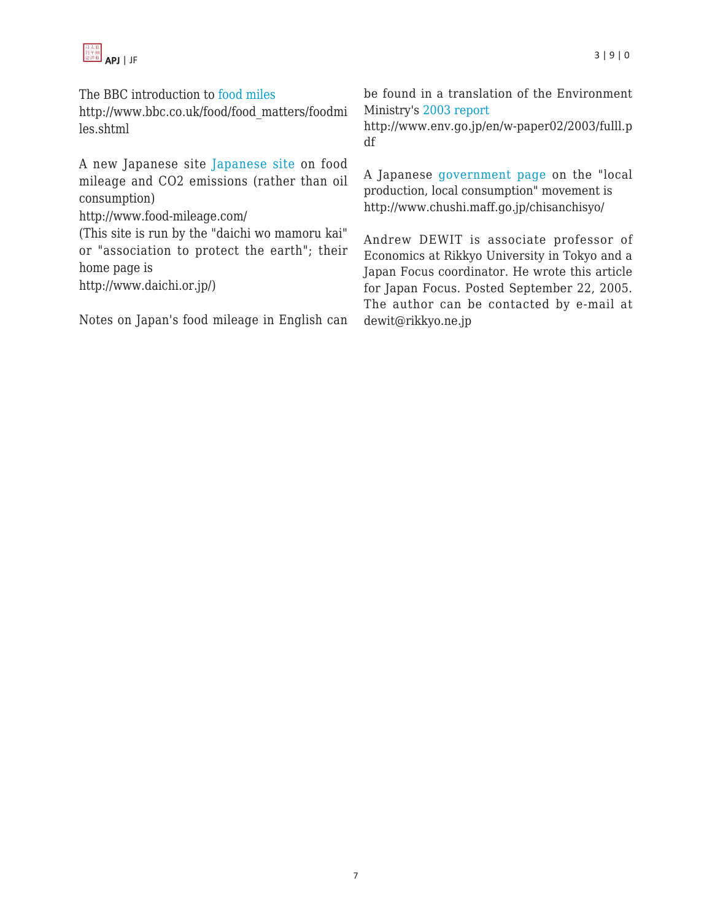The BBC introduction to food miles
http://www.bbc.co.uk/food/food_matters/foodmiles.shtml

A new Japanese site Japanese site on food mileage and $CO_2$ emissions (rather than oil consumption)
http://www.food-mileage.com/
(This site is run by the "daichi wo mamoru kai" or "association to protect the earth"; their home page is
http://www.daichi.or.jp/)

Notes on Japan's food mileage in English can be found in a translation of the Environment Ministry's 2003 report
http://www.env.go.jp/en/w-paper02/2003/fulll.pdf

A Japanese government page on the "local production, local consumption" movement is
http://www.chushi.maff.go.jp/chisanchisyo/

Andrew DEWIT is associate professor of Economics at Rikkyo University in Tokyo and a Japan Focus coordinator. He wrote this article for Japan Focus. Posted September 22, 2005. The author can be contacted by e-mail at dewit@rikkyo.ne.jp